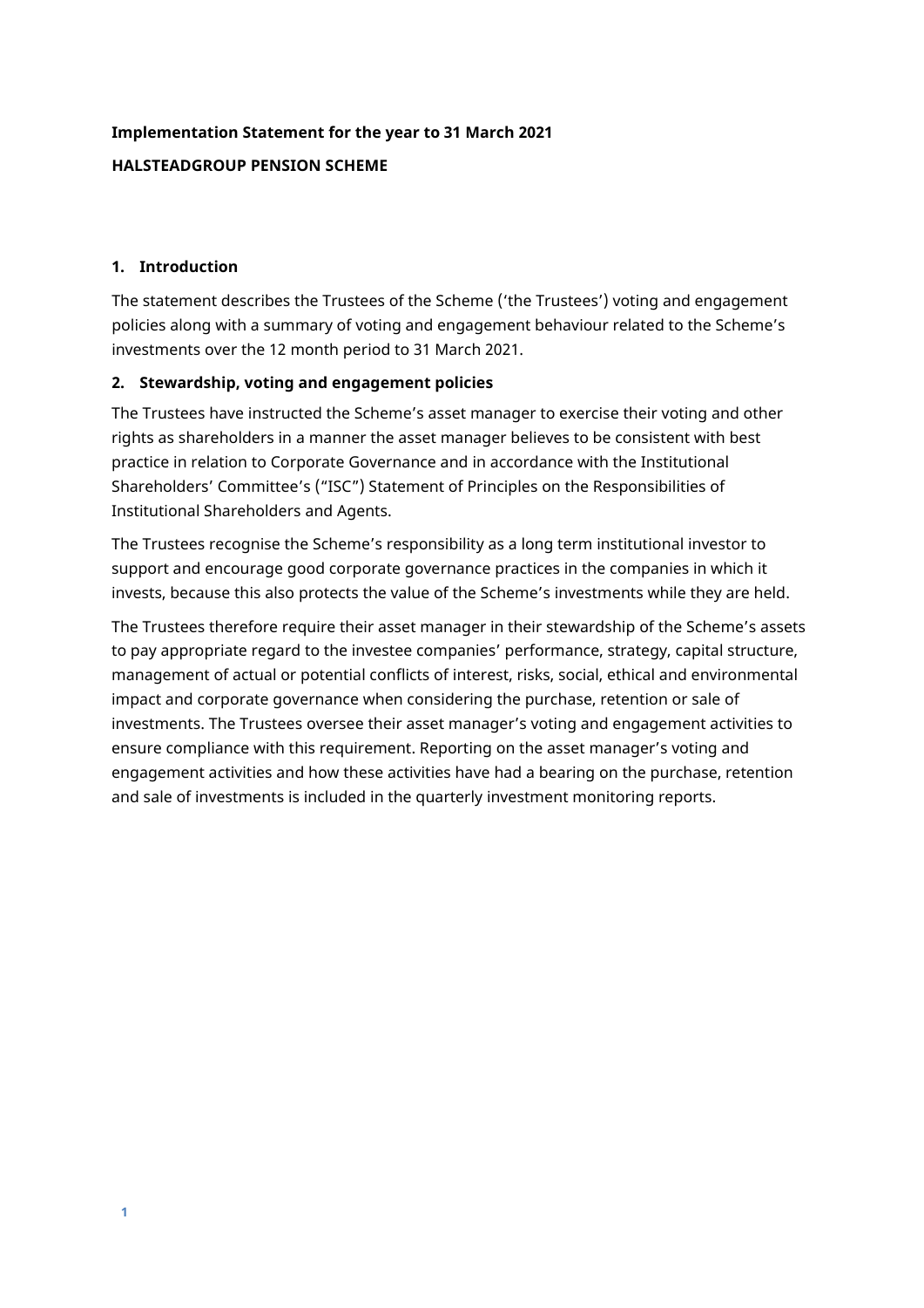**Implementation Statement for the year to 31 March 2021**

**HALSTEADGROUP PENSION SCHEME**

## 1. Introduction

The statement describes the Trustees of the Scheme ('the Trustees') voting and engagement policies along with a summary of voting and engagement behaviour related to the Scheme's investments over the 12 month period to 31 March 2021.

## 2. Stewardship, voting and engagement policies

The Trustees have instructed the Scheme's asset manager to exercise their voting and other rights as shareholders in a manner the asset manager believes to be consistent with best practice in relation to Corporate Governance and in accordance with the Institutional Shareholders' Committee's ("ISC") Statement of Principles on the Responsibilities of Institutional Shareholders and Agents.

The Trustees recognise the Scheme's responsibility as a long term institutional investor to support and encourage good corporate governance practices in the companies in which it invests, because this also protects the value of the Scheme's investments while they are held.

The Trustees therefore require their asset manager in their stewardship of the Scheme's assets to pay appropriate regard to the investee companies' performance, strategy, capital structure, management of actual or potential conflicts of interest, risks, social, ethical and environmental impact and corporate governance when considering the purchase, retention or sale of investments. The Trustees oversee their asset manager's voting and engagement activities to ensure compliance with this requirement. Reporting on the asset manager's voting and engagement activities and how these activities have had a bearing on the purchase, retention and sale of investments is included in the quarterly investment monitoring reports.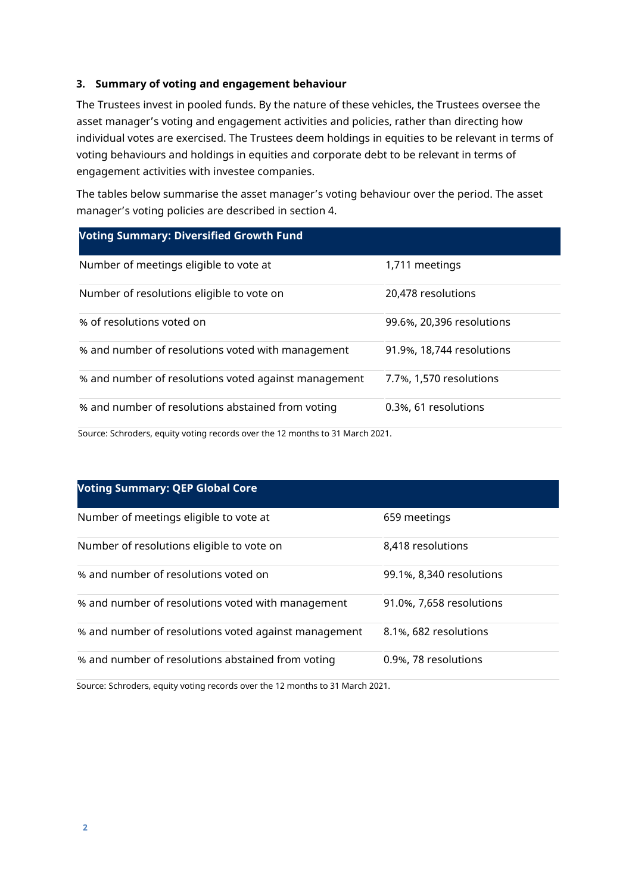### 3. Summary of voting and engagement behaviour

The Trustees invest in pooled funds. By the nature of these vehicles, the Trustees oversee the asset manager's voting and engagement activities and policies, rather than directing how individual votes are exercised. The Trustees deem holdings in equities to be relevant in terms of voting behaviours and holdings in equities and corporate debt to be relevant in terms of engagement activities with investee companies.

The tables below summarise the asset manager's voting behaviour over the period. The asset manager's voting policies are described in section 4.

| Voting Summary: Diversified Growth Fund | |
|---|---|
| Number of meetings eligible to vote at | 1,711 meetings |
| Number of resolutions eligible to vote on | 20,478 resolutions |
| % of resolutions voted on | 99.6%, 20,396 resolutions |
| % and number of resolutions voted with management | 91.9%, 18,744 resolutions |
| % and number of resolutions voted against management | 7.7%, 1,570 resolutions |
| % and number of resolutions abstained from voting | 0.3%, 61 resolutions |

Source: Schroders, equity voting records over the 12 months to 31 March 2021.

| Voting Summary: QEP Global Core | |
|---|---|
| Number of meetings eligible to vote at | 659 meetings |
| Number of resolutions eligible to vote on | 8,418 resolutions |
| % and number of resolutions voted on | 99.1%, 8,340 resolutions |
| % and number of resolutions voted with management | 91.0%, 7,658 resolutions |
| % and number of resolutions voted against management | 8.1%, 682 resolutions |
| % and number of resolutions abstained from voting | 0.9%, 78 resolutions |

Source: Schroders, equity voting records over the 12 months to 31 March 2021.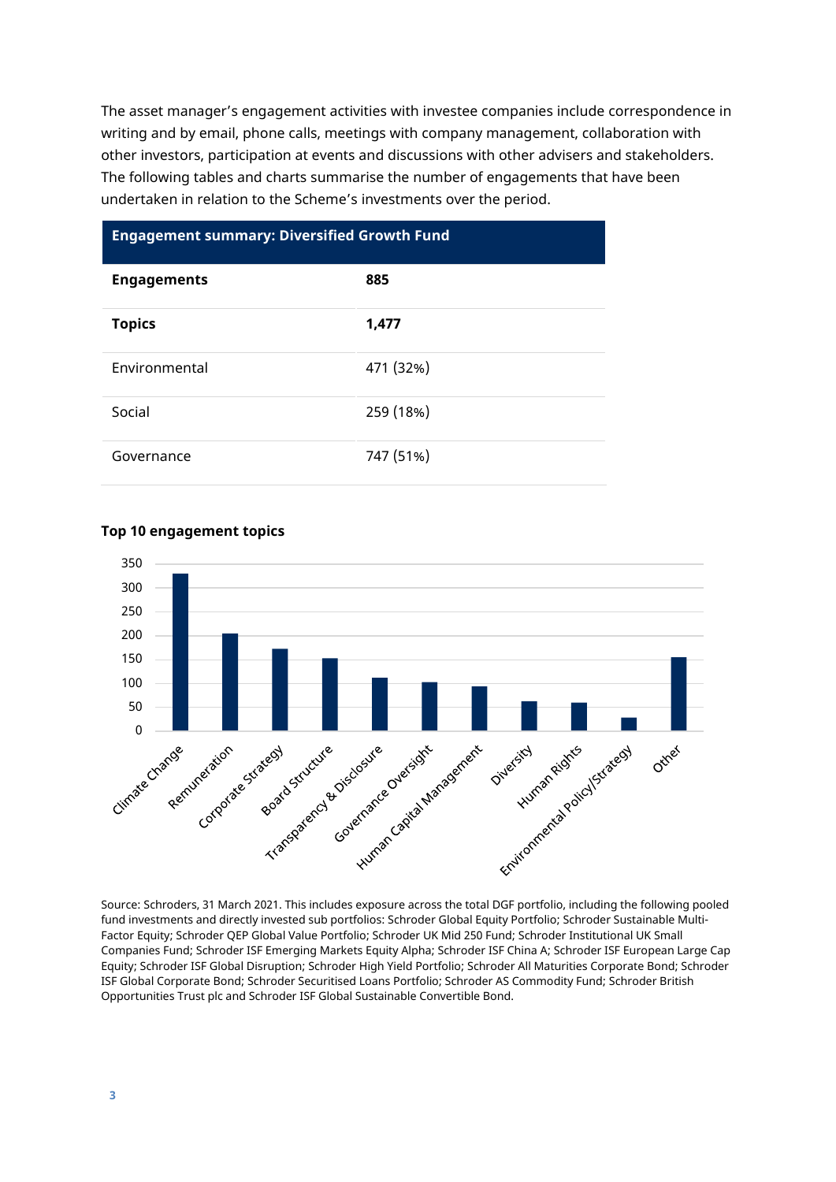The asset manager's engagement activities with investee companies include correspondence in writing and by email, phone calls, meetings with company management, collaboration with other investors, participation at events and discussions with other advisers and stakeholders. The following tables and charts summarise the number of engagements that have been undertaken in relation to the Scheme's investments over the period.

| Engagement summary: Diversified Growth Fund | |
|---|---|
| **Engagements** | **885** |
| **Topics** | **1,477** |
| Environmental | 471 (32%) |
| Social | 259 (18%) |
| Governance | 747 (51%) |

**Top 10 engagement topics**

Source: Schroders, 31 March 2021. This includes exposure across the total DGF portfolio, including the following pooled fund investments and directly invested sub portfolios: Schroder Global Equity Portfolio; Schroder Sustainable Multi-Factor Equity; Schroder QEP Global Value Portfolio; Schroder UK Mid 250 Fund; Schroder Institutional UK Small Companies Fund; Schroder ISF Emerging Markets Equity Alpha; Schroder ISF China A; Schroder ISF European Large Cap Equity; Schroder ISF Global Disruption; Schroder High Yield Portfolio; Schroder All Maturities Corporate Bond; Schroder ISF Global Corporate Bond; Schroder Securitised Loans Portfolio; Schroder AS Commodity Fund; Schroder British Opportunities Trust plc and Schroder ISF Global Sustainable Convertible Bond.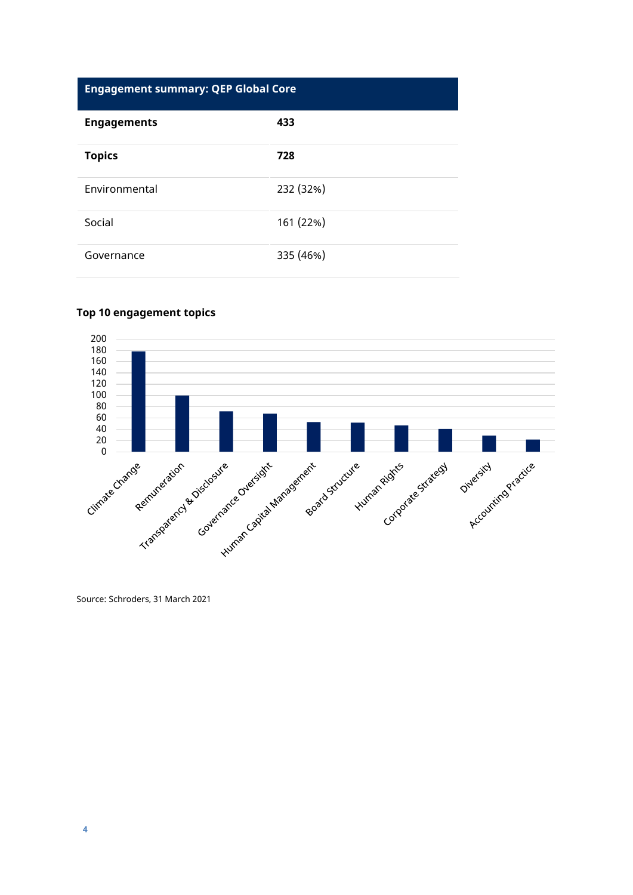| Engagement summary: QEP Global Core | |
|---|---|
| **Engagements** | **433** |
| **Topics** | **728** |
| Environmental | 232 (32%) |
| Social | 161 (22%) |
| Governance | 335 (46%) |

**Top 10 engagement topics**

Source: Schroders, 31 March 2021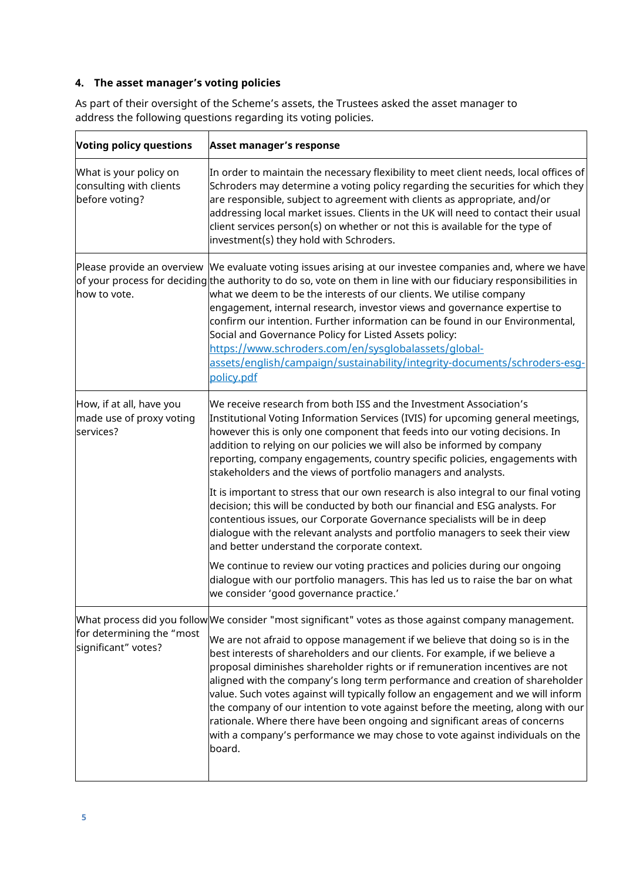### 4. The asset manager's voting policies

As part of their oversight of the Scheme's assets, the Trustees asked the asset manager to address the following questions regarding its voting policies.

| Voting policy questions | Asset manager's response |
|---|---|
| What is your policy on consulting with clients before voting? | In order to maintain the necessary flexibility to meet client needs, local offices of Schroders may determine a voting policy regarding the securities for which they are responsible, subject to agreement with clients as appropriate, and/or addressing local market issues. Clients in the UK will need to contact their usual client services person(s) on whether or not this is available for the type of investment(s) they hold with Schroders. |
| Please provide an overview of your process for deciding how to vote. | We evaluate voting issues arising at our investee companies and, where we have the authority to do so, vote on them in line with our fiduciary responsibilities in what we deem to be the interests of our clients. We utilise company engagement, internal research, investor views and governance expertise to confirm our intention. Further information can be found in our Environmental, Social and Governance Policy for Listed Assets policy: [https://www.schroders.com/en/sysglobalassets/global-assets/english/campaign/sustainability/integrity-documents/schroders-esg-policy.pdf](https://www.schroders.com/en/sysglobalassets/global-assets/english/campaign/sustainability/integrity-documents/schroders-esg-policy.pdf) |
| How, if at all, have you made use of proxy voting services? | We receive research from both ISS and the Investment Association's Institutional Voting Information Services (IVIS) for upcoming general meetings, however this is only one component that feeds into our voting decisions. In addition to relying on our policies we will also be informed by company reporting, company engagements, country specific policies, engagements with stakeholders and the views of portfolio managers and analysts.<br><br>It is important to stress that our own research is also integral to our final voting decision; this will be conducted by both our financial and ESG analysts. For contentious issues, our Corporate Governance specialists will be in deep dialogue with the relevant analysts and portfolio managers to seek their view and better understand the corporate context.<br><br>We continue to review our voting practices and policies during our ongoing dialogue with our portfolio managers. This has led us to raise the bar on what we consider 'good governance practice.' |
| What process did you follow for determining the "most significant" votes? | We consider "most significant" votes as those against company management.<br><br>We are not afraid to oppose management if we believe that doing so is in the best interests of shareholders and our clients. For example, if we believe a proposal diminishes shareholder rights or if remuneration incentives are not aligned with the company's long term performance and creation of shareholder value. Such votes against will typically follow an engagement and we will inform the company of our intention to vote against before the meeting, along with our rationale. Where there have been ongoing and significant areas of concerns with a company's performance we may chose to vote against individuals on the board. |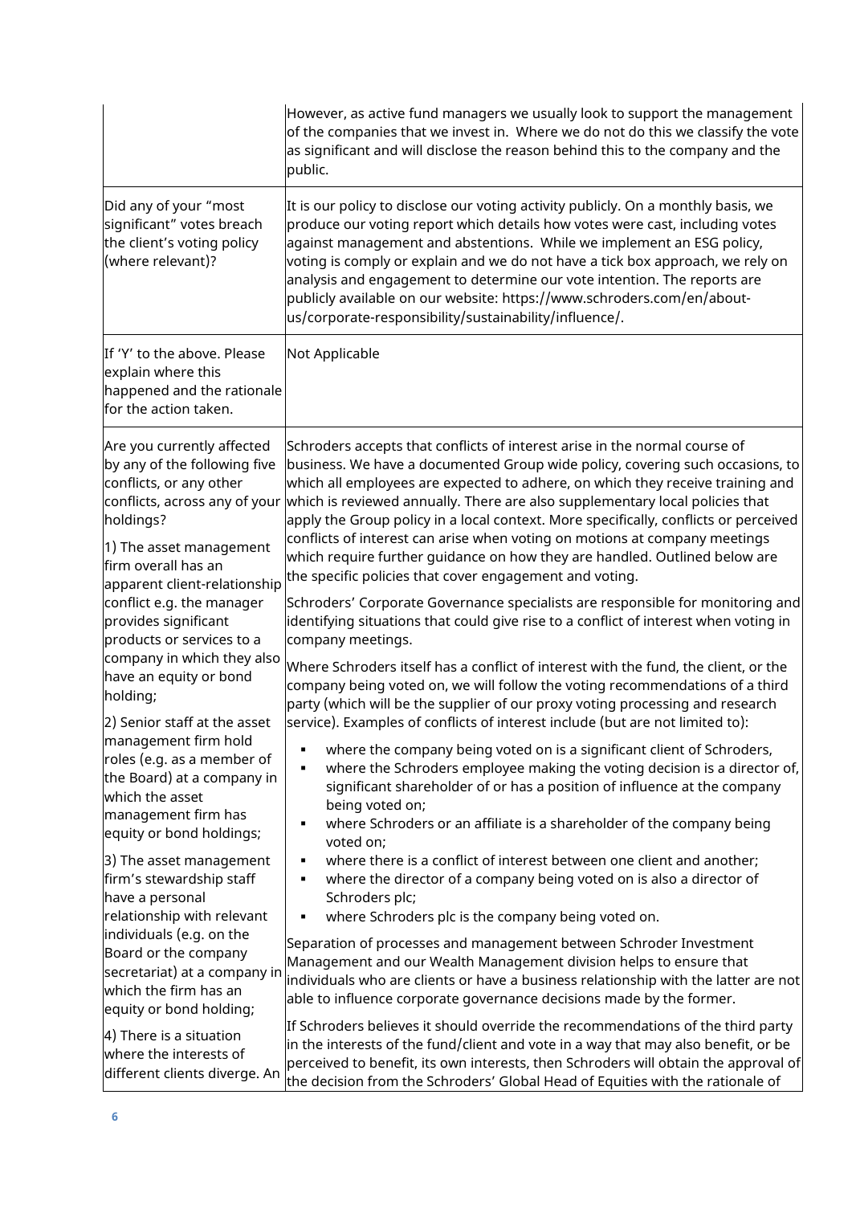|  |  |
| --- | --- |
|  | However, as active fund managers we usually look to support the management of the companies that we invest in. Where we do not do this we classify the vote as significant and will disclose the reason behind this to the company and the public. |
| Did any of your "most significant" votes breach the client's voting policy (where relevant)? | It is our policy to disclose our voting activity publicly. On a monthly basis, we produce our voting report which details how votes were cast, including votes against management and abstentions. While we implement an ESG policy, voting is comply or explain and we do not have a tick box approach, we rely on analysis and engagement to determine our vote intention. The reports are publicly available on our website: https://www.schroders.com/en/about-us/corporate-responsibility/sustainability/influence/. |
| If 'Y' to the above. Please explain where this happened and the rationale for the action taken. | Not Applicable |
| Are you currently affected by any of the following five conflicts, or any other conflicts, across any of your holdings?<br><br>1) The asset management firm overall has an apparent client-relationship conflict e.g. the manager provides significant products or services to a company in which they also have an equity or bond holding;<br><br>2) Senior staff at the asset management firm hold roles (e.g. as a member of the Board) at a company in which the asset management firm has equity or bond holdings;<br><br>3) The asset management firm's stewardship staff have a personal relationship with relevant individuals (e.g. on the Board or the company secretariat) at a company in which the firm has an equity or bond holding;<br><br>4) There is a situation where the interests of different clients diverge. An | Schroders accepts that conflicts of interest arise in the normal course of business. We have a documented Group wide policy, covering such occasions, to which all employees are expected to adhere, on which they receive training and which is reviewed annually. There are also supplementary local policies that apply the Group policy in a local context. More specifically, conflicts or perceived conflicts of interest can arise when voting on motions at company meetings which require further guidance on how they are handled. Outlined below are the specific policies that cover engagement and voting.<br><br>Schroders' Corporate Governance specialists are responsible for monitoring and identifying situations that could give rise to a conflict of interest when voting in company meetings.<br><br>Where Schroders itself has a conflict of interest with the fund, the client, or the company being voted on, we will follow the voting recommendations of a third party (which will be the supplier of our proxy voting processing and research service). Examples of conflicts of interest include (but are not limited to):<br><br>▪ where the company being voted on is a significant client of Schroders,<br>▪ where the Schroders employee making the voting decision is a director of, significant shareholder of or has a position of influence at the company being voted on;<br>▪ where Schroders or an affiliate is a shareholder of the company being voted on;<br>▪ where there is a conflict of interest between one client and another;<br>▪ where the director of a company being voted on is also a director of Schroders plc;<br>▪ where Schroders plc is the company being voted on.<br><br>Separation of processes and management between Schroder Investment Management and our Wealth Management division helps to ensure that individuals who are clients or have a business relationship with the latter are not able to influence corporate governance decisions made by the former.<br><br>If Schroders believes it should override the recommendations of the third party in the interests of the fund/client and vote in a way that may also benefit, or be perceived to benefit, its own interests, then Schroders will obtain the approval of the decision from the Schroders' Global Head of Equities with the rationale of |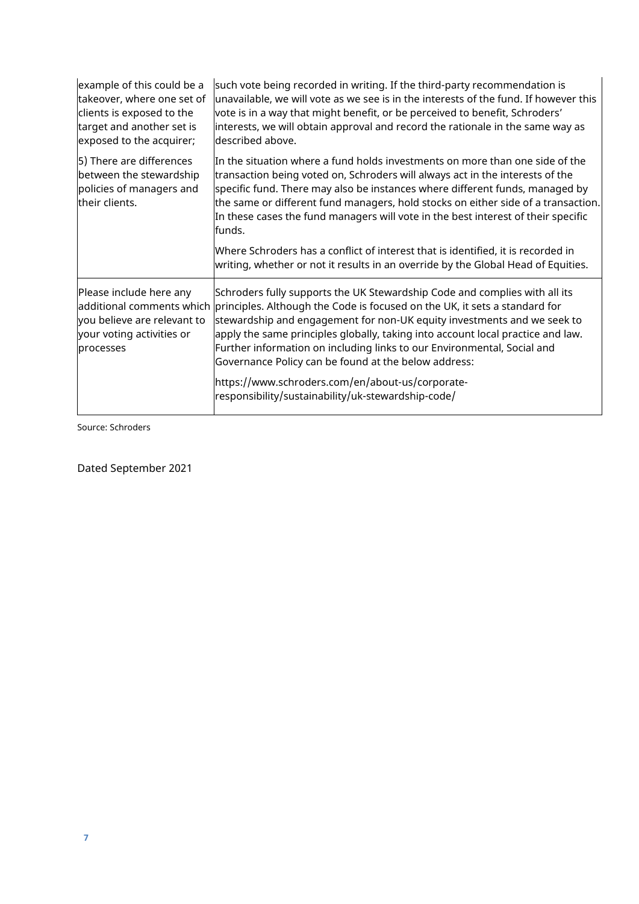| | |
|---|---|
| example of this could be a takeover, where one set of clients is exposed to the target and another set is exposed to the acquirer; | such vote being recorded in writing. If the third-party recommendation is unavailable, we will vote as we see is in the interests of the fund. If however this vote is in a way that might benefit, or be perceived to benefit, Schroders' interests, we will obtain approval and record the rationale in the same way as described above. |
| 5) There are differences between the stewardship policies of managers and their clients. | In the situation where a fund holds investments on more than one side of the transaction being voted on, Schroders will always act in the interests of the specific fund. There may also be instances where different funds, managed by the same or different fund managers, hold stocks on either side of a transaction. In these cases the fund managers will vote in the best interest of their specific funds.<br><br>Where Schroders has a conflict of interest that is identified, it is recorded in writing, whether or not it results in an override by the Global Head of Equities. |
| Please include here any additional comments which you believe are relevant to your voting activities or processes | Schroders fully supports the UK Stewardship Code and complies with all its principles. Although the Code is focused on the UK, it sets a standard for stewardship and engagement for non-UK equity investments and we seek to apply the same principles globally, taking into account local practice and law. Further information on including links to our Environmental, Social and Governance Policy can be found at the below address:<br><br>https://www.schroders.com/en/about-us/corporate-responsibility/sustainability/uk-stewardship-code/ |

Source: Schroders

Dated September 2021